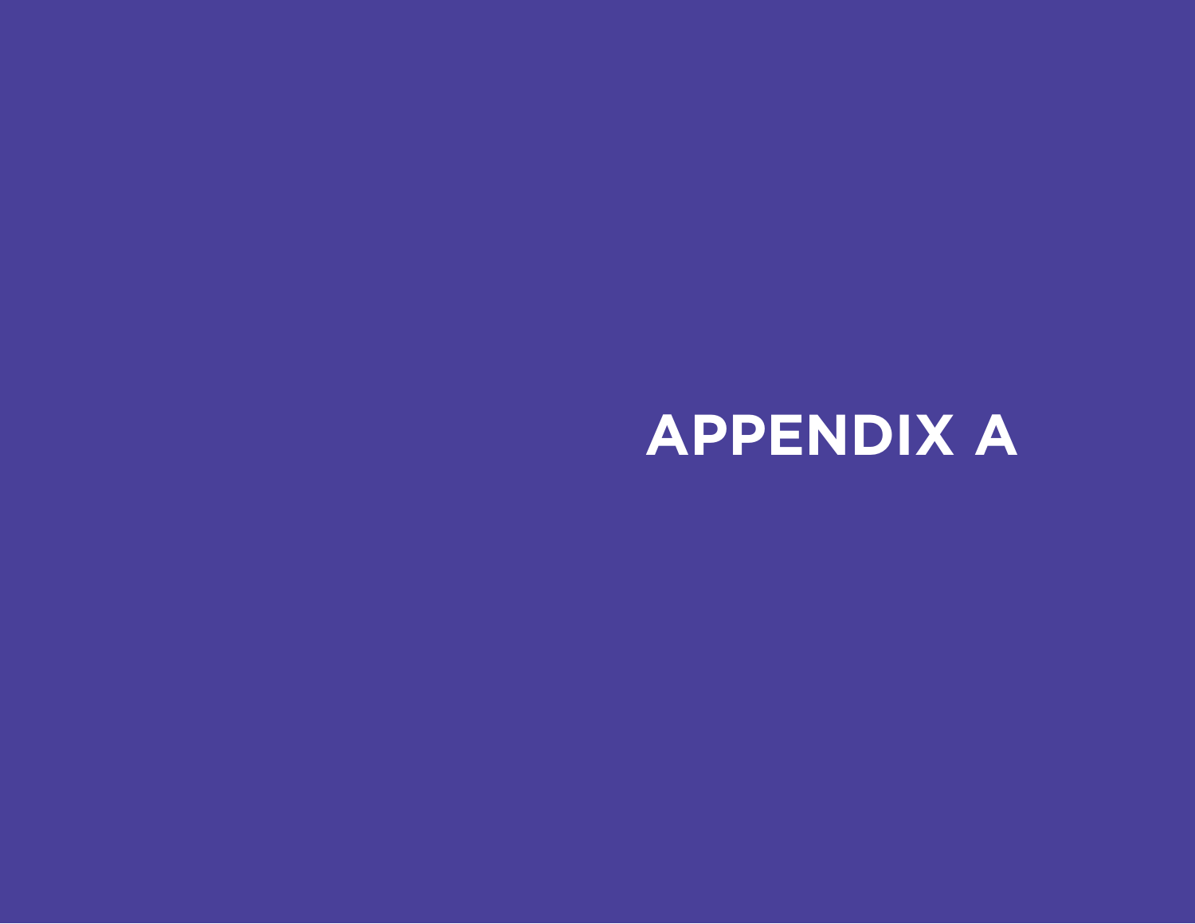# APPENDIX A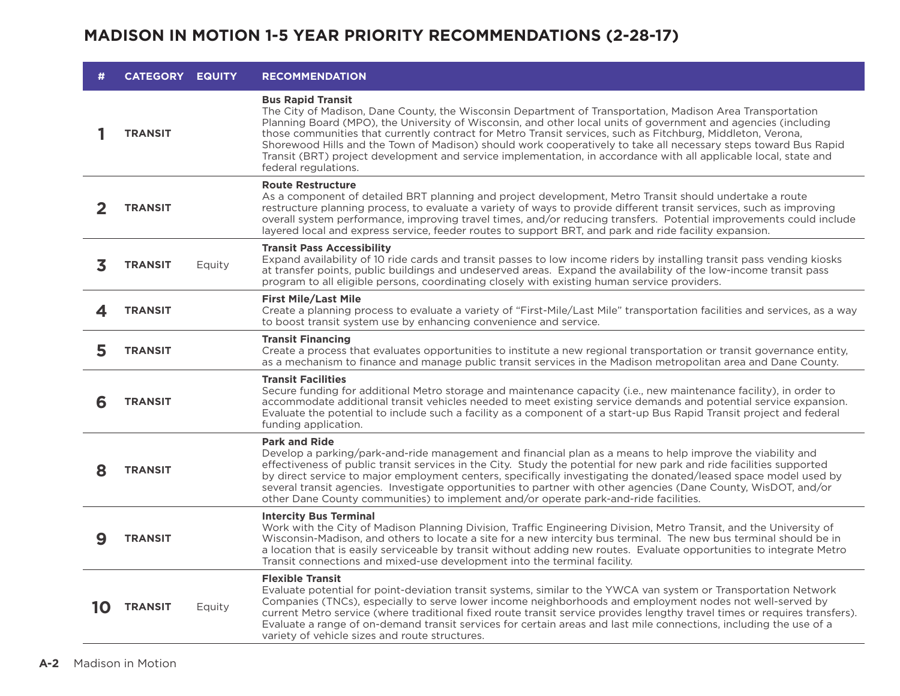## MADISON IN MOTION 1-5 YEAR PRIORITY RECOMMENDATIONS (2-28-17)

| # | CATEGORY | EQUITY | RECOMMENDATION |
|---|---|---|---|
| 1 | TRANSIT | | **Bus Rapid Transit**<br>The City of Madison, Dane County, the Wisconsin Department of Transportation, Madison Area Transportation Planning Board (MPO), the University of Wisconsin, and other local units of government and agencies (including those communities that currently contract for Metro Transit services, such as Fitchburg, Middleton, Verona, Shorewood Hills and the Town of Madison) should work cooperatively to take all necessary steps toward Bus Rapid Transit (BRT) project development and service implementation, in accordance with all applicable local, state and federal regulations. |
| 2 | TRANSIT | | **Route Restructure**<br>As a component of detailed BRT planning and project development, Metro Transit should undertake a route restructure planning process, to evaluate a variety of ways to provide different transit services, such as improving overall system performance, improving travel times, and/or reducing transfers. Potential improvements could include layered local and express service, feeder routes to support BRT, and park and ride facility expansion. |
| 3 | TRANSIT | Equity | **Transit Pass Accessibility**<br>Expand availability of 10 ride cards and transit passes to low income riders by installing transit pass vending kiosks at transfer points, public buildings and undeserved areas. Expand the availability of the low-income transit pass program to all eligible persons, coordinating closely with existing human service providers. |
| 4 | TRANSIT | | **First Mile/Last Mile**<br>Create a planning process to evaluate a variety of "First-Mile/Last Mile" transportation facilities and services, as a way to boost transit system use by enhancing convenience and service. |
| 5 | TRANSIT | | **Transit Financing**<br>Create a process that evaluates opportunities to institute a new regional transportation or transit governance entity, as a mechanism to finance and manage public transit services in the Madison metropolitan area and Dane County. |
| 6 | TRANSIT | | **Transit Facilities**<br>Secure funding for additional Metro storage and maintenance capacity (i.e., new maintenance facility), in order to accommodate additional transit vehicles needed to meet existing service demands and potential service expansion. Evaluate the potential to include such a facility as a component of a start-up Bus Rapid Transit project and federal funding application. |
| 8 | TRANSIT | | **Park and Ride**<br>Develop a parking/park-and-ride management and financial plan as a means to help improve the viability and effectiveness of public transit services in the City. Study the potential for new park and ride facilities supported by direct service to major employment centers, specifically investigating the donated/leased space model used by several transit agencies. Investigate opportunities to partner with other agencies (Dane County, WisDOT, and/or other Dane County communities) to implement and/or operate park-and-ride facilities. |
| 9 | TRANSIT | | **Intercity Bus Terminal**<br>Work with the City of Madison Planning Division, Traffic Engineering Division, Metro Transit, and the University of Wisconsin-Madison, and others to locate a site for a new intercity bus terminal. The new bus terminal should be in a location that is easily serviceable by transit without adding new routes. Evaluate opportunities to integrate Metro Transit connections and mixed-use development into the terminal facility. |
| 10 | TRANSIT | Equity | **Flexible Transit**<br>Evaluate potential for point-deviation transit systems, similar to the YWCA van system or Transportation Network Companies (TNCs), especially to serve lower income neighborhoods and employment nodes not well-served by current Metro service (where traditional fixed route transit service provides lengthy travel times or requires transfers). Evaluate a range of on-demand transit services for certain areas and last mile connections, including the use of a variety of vehicle sizes and route structures. |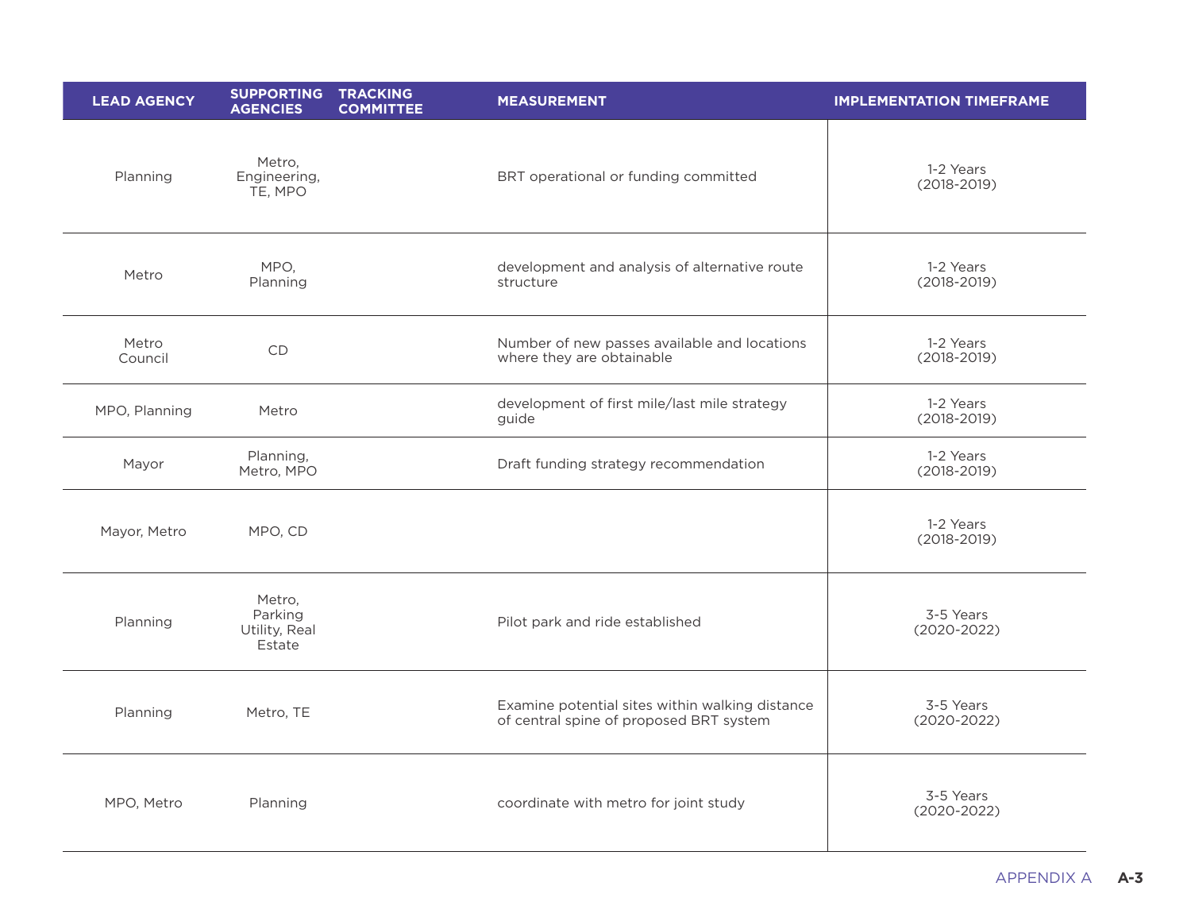| LEAD AGENCY | SUPPORTING AGENCIES | TRACKING COMMITTEE | MEASUREMENT | IMPLEMENTATION TIMEFRAME |
|---|---|---|---|---|
| Planning | Metro, Engineering, TE, MPO | | BRT operational or funding committed | 1-2 Years (2018-2019) |
| Metro | MPO, Planning | | development and analysis of alternative route structure | 1-2 Years (2018-2019) |
| Metro Council | CD | | Number of new passes available and locations where they are obtainable | 1-2 Years (2018-2019) |
| MPO, Planning | Metro | | development of first mile/last mile strategy guide | 1-2 Years (2018-2019) |
| Mayor | Planning, Metro, MPO | | Draft funding strategy recommendation | 1-2 Years (2018-2019) |
| Mayor, Metro | MPO, CD | | | 1-2 Years (2018-2019) |
| Planning | Metro, Parking Utility, Real Estate | | Pilot park and ride established | 3-5 Years (2020-2022) |
| Planning | Metro, TE | | Examine potential sites within walking distance of central spine of proposed BRT system | 3-5 Years (2020-2022) |
| MPO, Metro | Planning | | coordinate with metro for joint study | 3-5 Years (2020-2022) |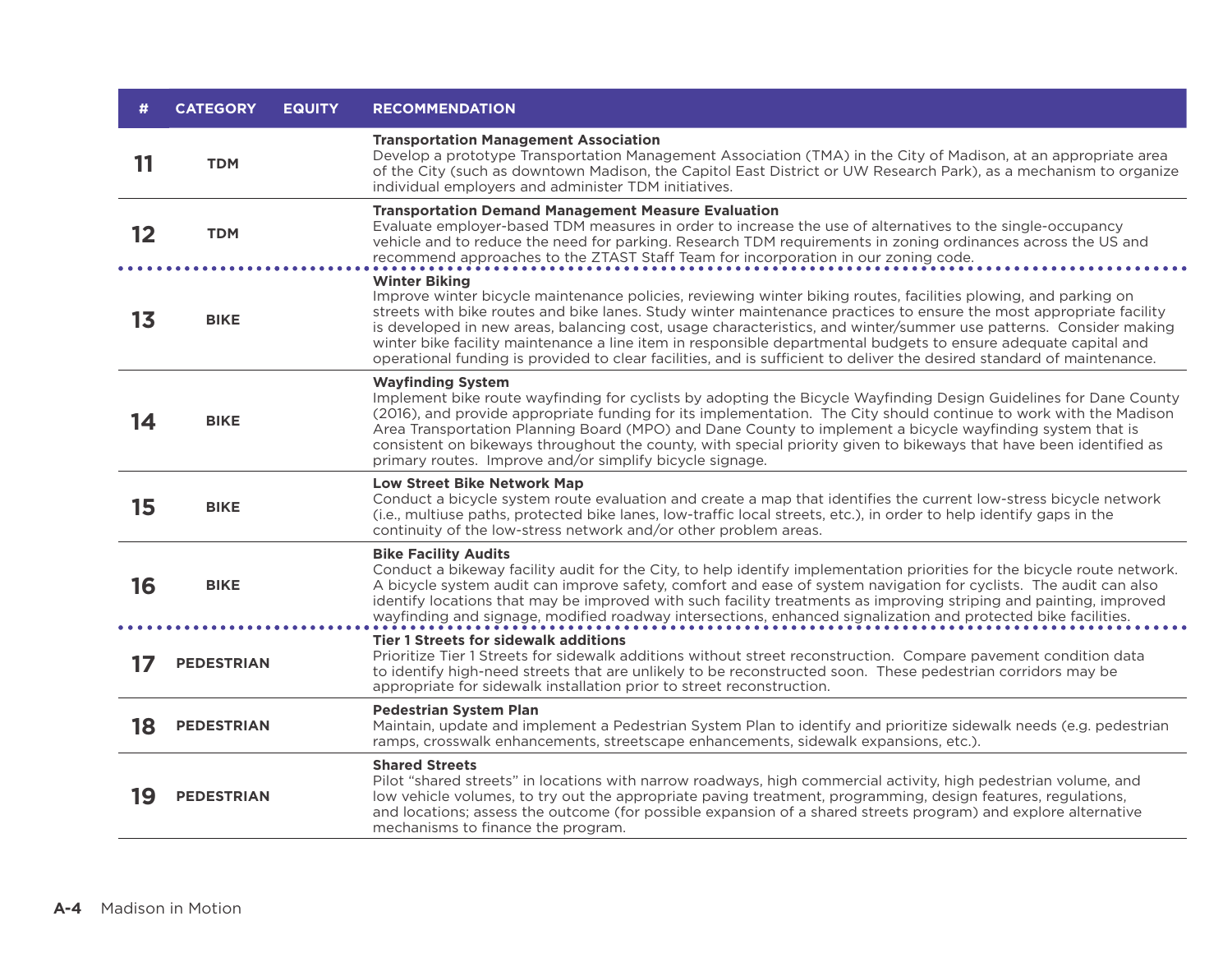| # | CATEGORY | EQUITY | RECOMMENDATION |
|---|---|---|---|
| 11 | TDM | | **Transportation Management Association** Develop a prototype Transportation Management Association (TMA) in the City of Madison, at an appropriate area of the City (such as downtown Madison, the Capitol East District or UW Research Park), as a mechanism to organize individual employers and administer TDM initiatives. |
| 12 | TDM | | **Transportation Demand Management Measure Evaluation** Evaluate employer-based TDM measures in order to increase the use of alternatives to the single-occupancy vehicle and to reduce the need for parking. Research TDM requirements in zoning ordinances across the US and recommend approaches to the ZTAST Staff Team for incorporation in our zoning code. |
| 13 | BIKE | | **Winter Biking** Improve winter bicycle maintenance policies, reviewing winter biking routes, facilities plowing, and parking on streets with bike routes and bike lanes. Study winter maintenance practices to ensure the most appropriate facility is developed in new areas, balancing cost, usage characteristics, and winter/summer use patterns. Consider making winter bike facility maintenance a line item in responsible departmental budgets to ensure adequate capital and operational funding is provided to clear facilities, and is sufficient to deliver the desired standard of maintenance. |
| 14 | BIKE | | **Wayfinding System** Implement bike route wayfinding for cyclists by adopting the Bicycle Wayfinding Design Guidelines for Dane County (2016), and provide appropriate funding for its implementation. The City should continue to work with the Madison Area Transportation Planning Board (MPO) and Dane County to implement a bicycle wayfinding system that is consistent on bikeways throughout the county, with special priority given to bikeways that have been identified as primary routes. Improve and/or simplify bicycle signage. |
| 15 | BIKE | | **Low Street Bike Network Map** Conduct a bicycle system route evaluation and create a map that identifies the current low-stress bicycle network (i.e., multiuse paths, protected bike lanes, low-traffic local streets, etc.), in order to help identify gaps in the continuity of the low-stress network and/or other problem areas. |
| 16 | BIKE | | **Bike Facility Audits** Conduct a bikeway facility audit for the City, to help identify implementation priorities for the bicycle route network. A bicycle system audit can improve safety, comfort and ease of system navigation for cyclists. The audit can also identify locations that may be improved with such facility treatments as improving striping and painting, improved wayfinding and signage, modified roadway intersections, enhanced signalization and protected bike facilities. |
| 17 | PEDESTRIAN | | **Tier 1 Streets for sidewalk additions** Prioritize Tier 1 Streets for sidewalk additions without street reconstruction. Compare pavement condition data to identify high-need streets that are unlikely to be reconstructed soon. These pedestrian corridors may be appropriate for sidewalk installation prior to street reconstruction. |
| 18 | PEDESTRIAN | | **Pedestrian System Plan** Maintain, update and implement a Pedestrian System Plan to identify and prioritize sidewalk needs (e.g. pedestrian ramps, crosswalk enhancements, streetscape enhancements, sidewalk expansions, etc.). |
| 19 | PEDESTRIAN | | **Shared Streets** Pilot "shared streets" in locations with narrow roadways, high commercial activity, high pedestrian volume, and low vehicle volumes, to try out the appropriate paving treatment, programming, design features, regulations, and locations; assess the outcome (for possible expansion of a shared streets program) and explore alternative mechanisms to finance the program. |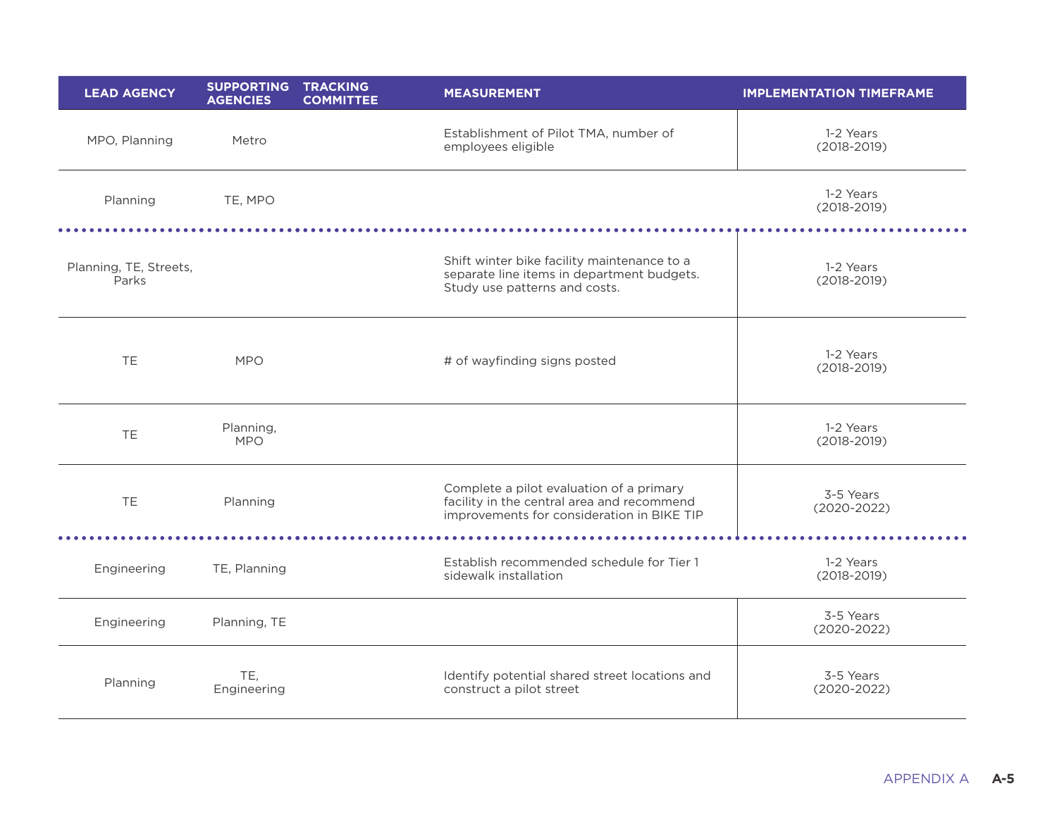| LEAD AGENCY | SUPPORTING AGENCIES | TRACKING COMMITTEE | MEASUREMENT | IMPLEMENTATION TIMEFRAME |
|---|---|---|---|---|
| MPO, Planning | Metro | | Establishment of Pilot TMA, number of employees eligible | 1-2 Years (2018-2019) |
| Planning | TE, MPO | | | 1-2 Years (2018-2019) |
| Planning, TE, Streets, Parks | | | Shift winter bike facility maintenance to a separate line items in department budgets. Study use patterns and costs. | 1-2 Years (2018-2019) |
| TE | MPO | | # of wayfinding signs posted | 1-2 Years (2018-2019) |
| TE | Planning, MPO | | | 1-2 Years (2018-2019) |
| TE | Planning | | Complete a pilot evaluation of a primary facility in the central area and recommend improvements for consideration in BIKE TIP | 3-5 Years (2020-2022) |
| Engineering | TE, Planning | | Establish recommended schedule for Tier 1 sidewalk installation | 1-2 Years (2018-2019) |
| Engineering | Planning, TE | | | 3-5 Years (2020-2022) |
| Planning | TE, Engineering | | Identify potential shared street locations and construct a pilot street | 3-5 Years (2020-2022) |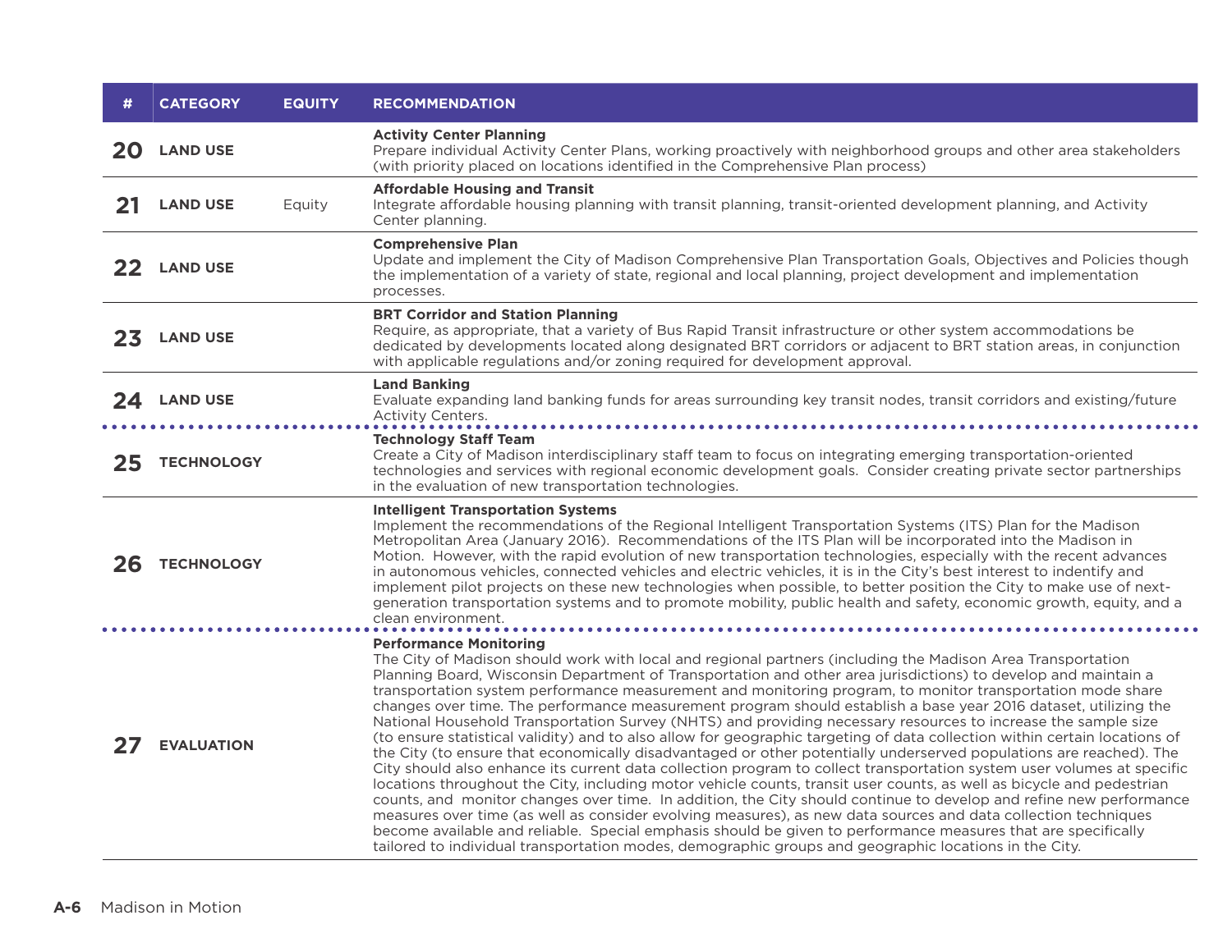| # | CATEGORY | EQUITY | RECOMMENDATION |
|---|---|---|---|
| 20 | LAND USE | | **Activity Center Planning** Prepare individual Activity Center Plans, working proactively with neighborhood groups and other area stakeholders (with priority placed on locations identified in the Comprehensive Plan process) |
| 21 | LAND USE | Equity | **Affordable Housing and Transit** Integrate affordable housing planning with transit planning, transit-oriented development planning, and Activity Center planning. |
| 22 | LAND USE | | **Comprehensive Plan** Update and implement the City of Madison Comprehensive Plan Transportation Goals, Objectives and Policies though the implementation of a variety of state, regional and local planning, project development and implementation processes. |
| 23 | LAND USE | | **BRT Corridor and Station Planning** Require, as appropriate, that a variety of Bus Rapid Transit infrastructure or other system accommodations be dedicated by developments located along designated BRT corridors or adjacent to BRT station areas, in conjunction with applicable regulations and/or zoning required for development approval. |
| 24 | LAND USE | | **Land Banking** Evaluate expanding land banking funds for areas surrounding key transit nodes, transit corridors and existing/future Activity Centers. |
| 25 | TECHNOLOGY | | **Technology Staff Team** Create a City of Madison interdisciplinary staff team to focus on integrating emerging transportation-oriented technologies and services with regional economic development goals. Consider creating private sector partnerships in the evaluation of new transportation technologies. |
| 26 | TECHNOLOGY | | **Intelligent Transportation Systems** Implement the recommendations of the Regional Intelligent Transportation Systems (ITS) Plan for the Madison Metropolitan Area (January 2016). Recommendations of the ITS Plan will be incorporated into the Madison in Motion. However, with the rapid evolution of new transportation technologies, especially with the recent advances in autonomous vehicles, connected vehicles and electric vehicles, it is in the City's best interest to indentify and implement pilot projects on these new technologies when possible, to better position the City to make use of next-generation transportation systems and to promote mobility, public health and safety, economic growth, equity, and a clean environment. |
| 27 | EVALUATION | | **Performance Monitoring** The City of Madison should work with local and regional partners (including the Madison Area Transportation Planning Board, Wisconsin Department of Transportation and other area jurisdictions) to develop and maintain a transportation system performance measurement and monitoring program, to monitor transportation mode share changes over time. The performance measurement program should establish a base year 2016 dataset, utilizing the National Household Transportation Survey (NHTS) and providing necessary resources to increase the sample size (to ensure statistical validity) and to also allow for geographic targeting of data collection within certain locations of the City (to ensure that economically disadvantaged or other potentially underserved populations are reached). The City should also enhance its current data collection program to collect transportation system user volumes at specific locations throughout the City, including motor vehicle counts, transit user counts, as well as bicycle and pedestrian counts, and monitor changes over time. In addition, the City should continue to develop and refine new performance measures over time (as well as consider evolving measures), as new data sources and data collection techniques become available and reliable. Special emphasis should be given to performance measures that are specifically tailored to individual transportation modes, demographic groups and geographic locations in the City. |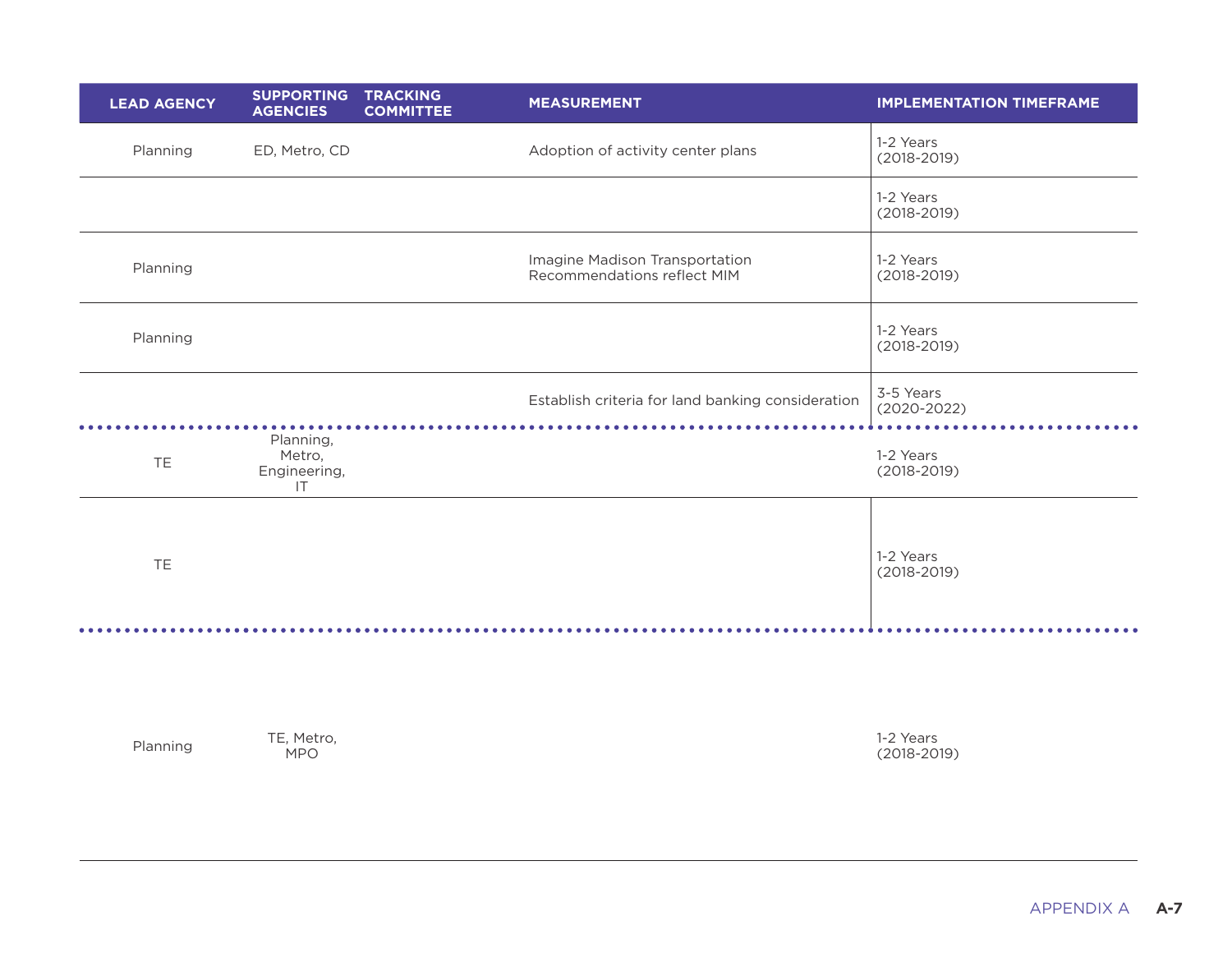| LEAD AGENCY | SUPPORTING AGENCIES | TRACKING COMMITTEE | MEASUREMENT | IMPLEMENTATION TIMEFRAME |
|---|---|---|---|---|
| Planning | ED, Metro, CD | | Adoption of activity center plans | 1-2 Years (2018-2019) |
| | | | | 1-2 Years (2018-2019) |
| Planning | | | Imagine Madison Transportation Recommendations reflect MIM | 1-2 Years (2018-2019) |
| Planning | | | | 1-2 Years (2018-2019) |
| | | | Establish criteria for land banking consideration | 3-5 Years (2020-2022) |
| TE | Planning, Metro, Engineering, IT | | | 1-2 Years (2018-2019) |
| TE | | | | 1-2 Years (2018-2019) |
| Planning | TE, Metro, MPO | | | 1-2 Years (2018-2019) |